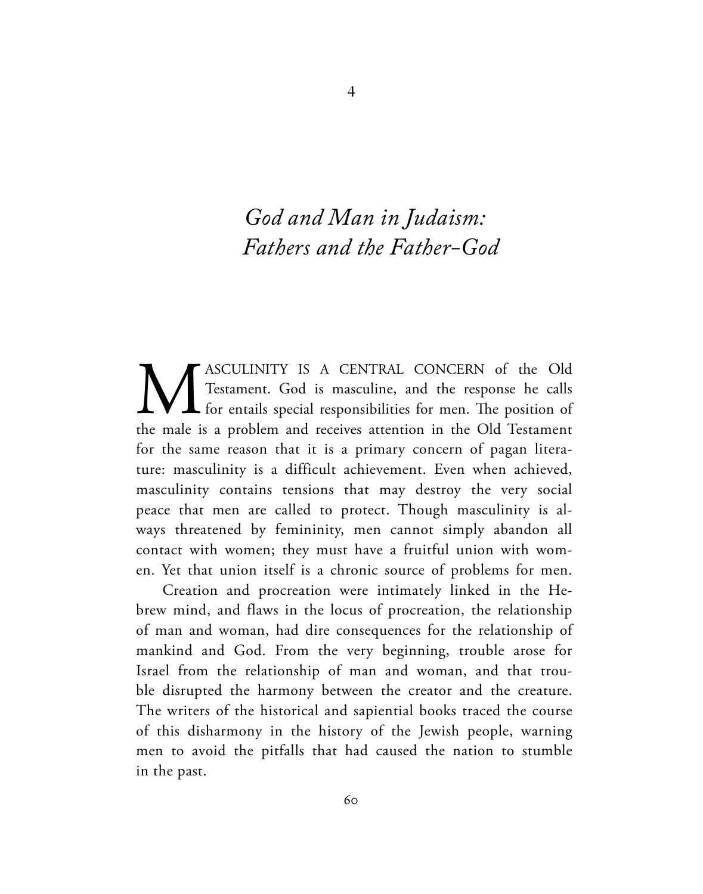# 4

# *God and Man in Judaism: Fathers and the Father-God*

MASCULINITY IS A CENTRAL CONCERN of the Old Testament. God is masculine, and the response he calls for entails special responsibilities for men. The position of the male is a problem and receives attention in the Old Testament for the same reason that it is a primary concern of pagan literature: masculinity is a difficult achievement. Even when achieved, masculinity contains tensions that may destroy the very social peace that men are called to protect. Though masculinity is always threatened by femininity, men cannot simply abandon all contact with women; they must have a fruitful union with women. Yet that union itself is a chronic source of problems for men.

Creation and procreation were intimately linked in the Hebrew mind, and flaws in the locus of procreation, the relationship of man and woman, had dire consequences for the relationship of mankind and God. From the very beginning, trouble arose for Israel from the relationship of man and woman, and that trouble disrupted the harmony between the creator and the creature. The writers of the historical and sapiential books traced the course of this disharmony in the history of the Jewish people, warning men to avoid the pitfalls that had caused the nation to stumble in the past.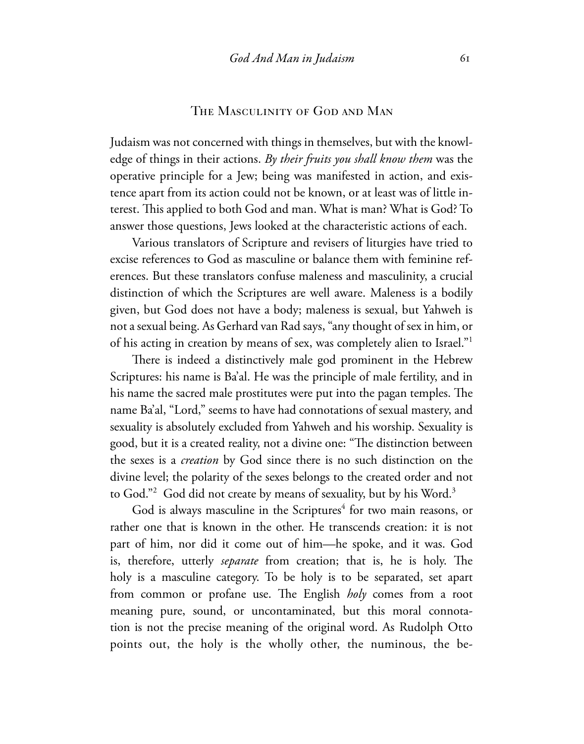## The Masculinity of God and Man

Judaism was not concerned with things in themselves, but with the knowledge of things in their actions. *By their fruits you shall know them* was the operative principle for a Jew; being was manifested in action, and existence apart from its action could not be known, or at least was of little interest. This applied to both God and man. What is man? What is God? To answer those questions, Jews looked at the characteristic actions of each.

Various translators of Scripture and revisers of liturgies have tried to excise references to God as masculine or balance them with feminine references. But these translators confuse maleness and masculinity, a crucial distinction of which the Scriptures are well aware. Maleness is a bodily given, but God does not have a body; maleness is sexual, but Yahweh is not a sexual being. As Gerhard van Rad says, "any thought of sex in him, or of his acting in creation by means of sex, was completely alien to Israel."[1]

There is indeed a distinctively male god prominent in the Hebrew Scriptures: his name is Ba'al. He was the principle of male fertility, and in his name the sacred male prostitutes were put into the pagan temples. The name Ba'al, "Lord," seems to have had connotations of sexual mastery, and sexuality is absolutely excluded from Yahweh and his worship. Sexuality is good, but it is a created reality, not a divine one: "The distinction between the sexes is a *creation* by God since there is no such distinction on the divine level; the polarity of the sexes belongs to the created order and not to God."[2] God did not create by means of sexuality, but by his Word.[3]

God is always masculine in the Scriptures[4] for two main reasons, or rather one that is known in the other. He transcends creation: it is not part of him, nor did it come out of him—he spoke, and it was. God is, therefore, utterly *separate* from creation; that is, he is holy. The holy is a masculine category. To be holy is to be separated, set apart from common or profane use. The English *holy* comes from a root meaning pure, sound, or uncontaminated, but this moral connotation is not the precise meaning of the original word. As Rudolph Otto points out, the holy is the wholly other, the numinous, the be-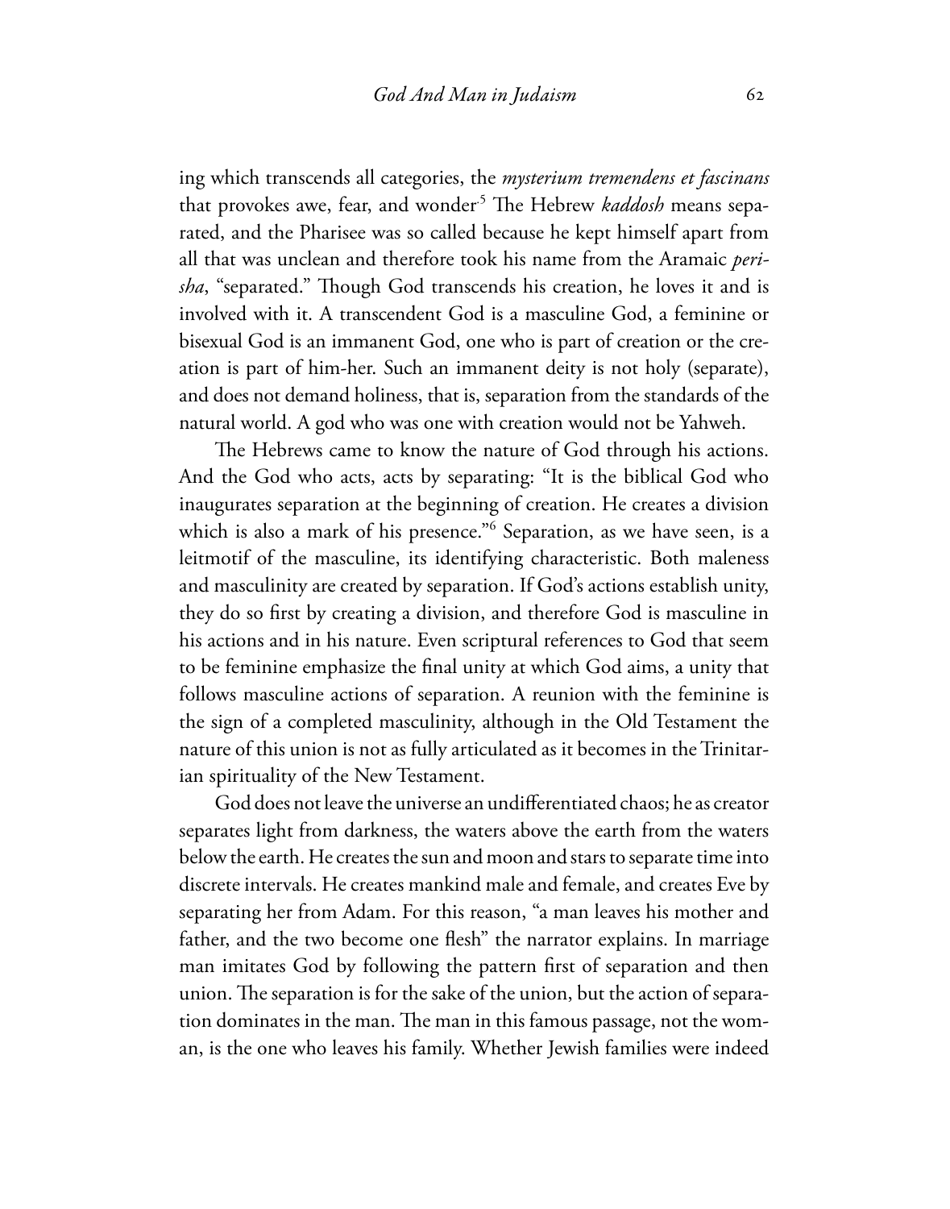ing which transcends all categories, the *mysterium tremendens et fascinans* that provokes awe, fear, and wonder.[5] The Hebrew *kaddosh* means separated, and the Pharisee was so called because he kept himself apart from all that was unclean and therefore took his name from the Aramaic *perisha*, "separated." Though God transcends his creation, he loves it and is involved with it. A transcendent God is a masculine God, a feminine or bisexual God is an immanent God, one who is part of creation or the creation is part of him-her. Such an immanent deity is not holy (separate), and does not demand holiness, that is, separation from the standards of the natural world. A god who was one with creation would not be Yahweh.

The Hebrews came to know the nature of God through his actions. And the God who acts, acts by separating: "It is the biblical God who inaugurates separation at the beginning of creation. He creates a division which is also a mark of his presence."[6] Separation, as we have seen, is a leitmotif of the masculine, its identifying characteristic. Both maleness and masculinity are created by separation. If God's actions establish unity, they do so first by creating a division, and therefore God is masculine in his actions and in his nature. Even scriptural references to God that seem to be feminine emphasize the final unity at which God aims, a unity that follows masculine actions of separation. A reunion with the feminine is the sign of a completed masculinity, although in the Old Testament the nature of this union is not as fully articulated as it becomes in the Trinitarian spirituality of the New Testament.

God does not leave the universe an undifferentiated chaos; he as creator separates light from darkness, the waters above the earth from the waters below the earth. He creates the sun and moon and stars to separate time into discrete intervals. He creates mankind male and female, and creates Eve by separating her from Adam. For this reason, "a man leaves his mother and father, and the two become one flesh" the narrator explains. In marriage man imitates God by following the pattern first of separation and then union. The separation is for the sake of the union, but the action of separation dominates in the man. The man in this famous passage, not the woman, is the one who leaves his family. Whether Jewish families were indeed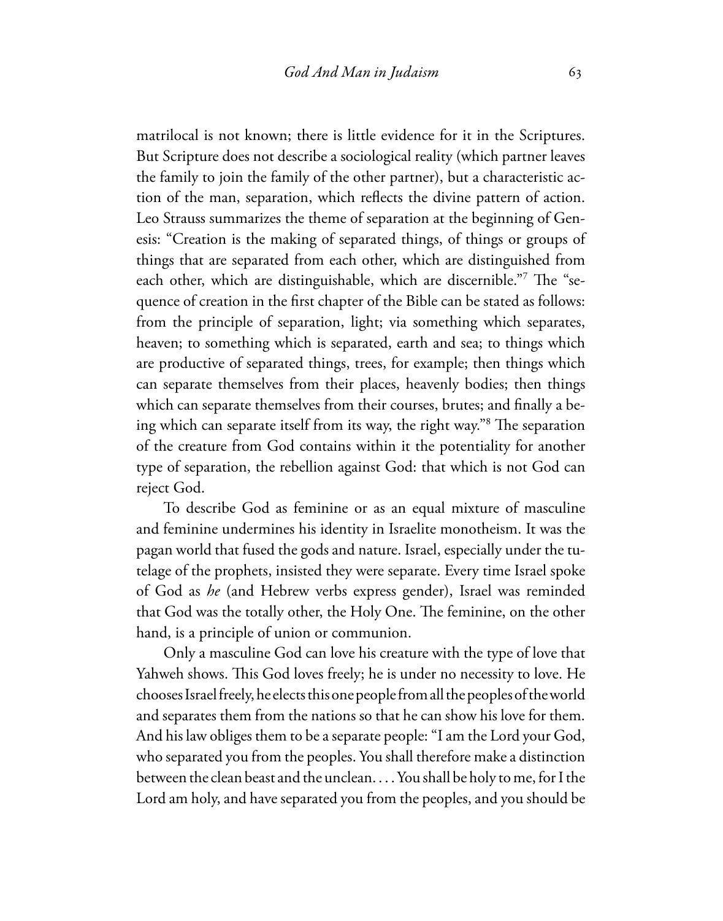matrilocal is not known; there is little evidence for it in the Scriptures. But Scripture does not describe a sociological reality (which partner leaves the family to join the family of the other partner), but a characteristic action of the man, separation, which reflects the divine pattern of action. Leo Strauss summarizes the theme of separation at the beginning of Genesis: "Creation is the making of separated things, of things or groups of things that are separated from each other, which are distinguished from each other, which are distinguishable, which are discernible."[7] The "sequence of creation in the first chapter of the Bible can be stated as follows: from the principle of separation, light; via something which separates, heaven; to something which is separated, earth and sea; to things which are productive of separated things, trees, for example; then things which can separate themselves from their places, heavenly bodies; then things which can separate themselves from their courses, brutes; and finally a being which can separate itself from its way, the right way."[8] The separation of the creature from God contains within it the potentiality for another type of separation, the rebellion against God: that which is not God can reject God.

To describe God as feminine or as an equal mixture of masculine and feminine undermines his identity in Israelite monotheism. It was the pagan world that fused the gods and nature. Israel, especially under the tutelage of the prophets, insisted they were separate. Every time Israel spoke of God as *he* (and Hebrew verbs express gender), Israel was reminded that God was the totally other, the Holy One. The feminine, on the other hand, is a principle of union or communion.

Only a masculine God can love his creature with the type of love that Yahweh shows. This God loves freely; he is under no necessity to love. He chooses Israel freely, he elects this one people from all the peoples of the world and separates them from the nations so that he can show his love for them. And his law obliges them to be a separate people: "I am the Lord your God, who separated you from the peoples. You shall therefore make a distinction between the clean beast and the unclean. . . . You shall be holy to me, for I the Lord am holy, and have separated you from the peoples, and you should be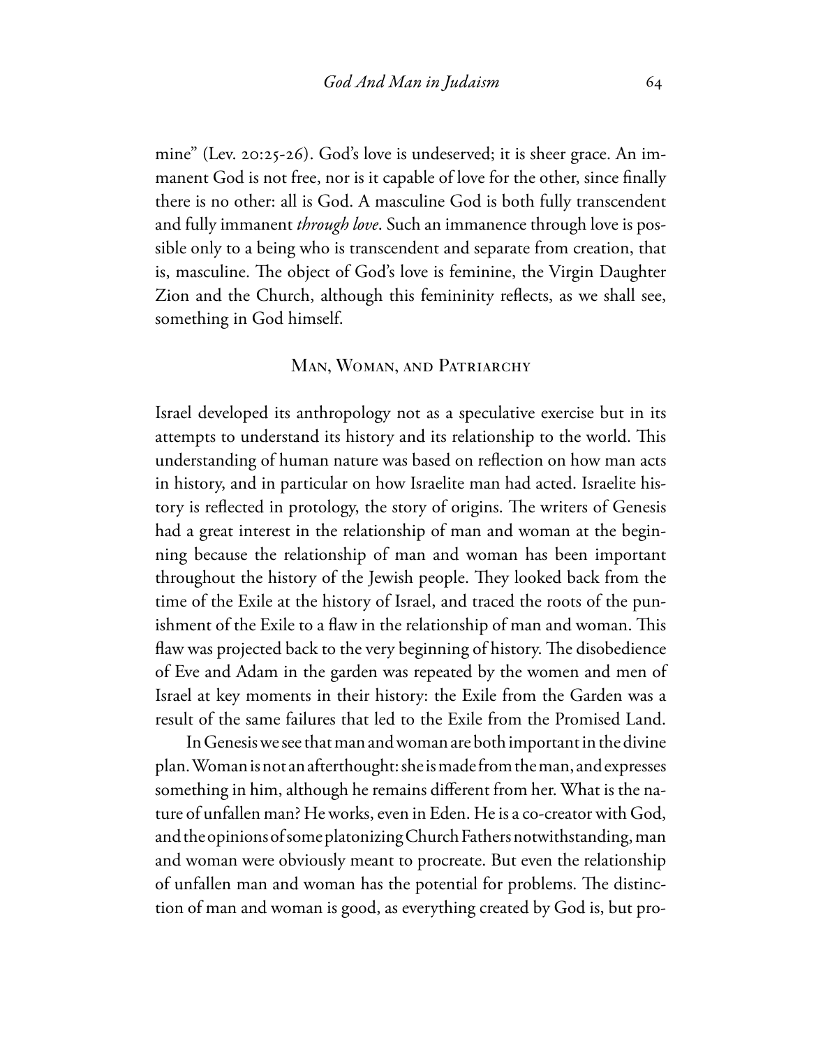mine" (Lev. 20:25-26). God's love is undeserved; it is sheer grace. An immanent God is not free, nor is it capable of love for the other, since finally there is no other: all is God. A masculine God is both fully transcendent and fully immanent *through love*. Such an immanence through love is possible only to a being who is transcendent and separate from creation, that is, masculine. The object of God's love is feminine, the Virgin Daughter Zion and the Church, although this femininity reflects, as we shall see, something in God himself.

## Man, Woman, and Patriarchy

Israel developed its anthropology not as a speculative exercise but in its attempts to understand its history and its relationship to the world. This understanding of human nature was based on reflection on how man acts in history, and in particular on how Israelite man had acted. Israelite history is reflected in protology, the story of origins. The writers of Genesis had a great interest in the relationship of man and woman at the beginning because the relationship of man and woman has been important throughout the history of the Jewish people. They looked back from the time of the Exile at the history of Israel, and traced the roots of the punishment of the Exile to a flaw in the relationship of man and woman. This flaw was projected back to the very beginning of history. The disobedience of Eve and Adam in the garden was repeated by the women and men of Israel at key moments in their history: the Exile from the Garden was a result of the same failures that led to the Exile from the Promised Land.

In Genesis we see that man and woman are both important in the divine plan. Woman is not an afterthought: she is made from the man, and expresses something in him, although he remains different from her. What is the nature of unfallen man? He works, even in Eden. He is a co-creator with God, and the opinions of some platonizing Church Fathers notwithstanding, man and woman were obviously meant to procreate. But even the relationship of unfallen man and woman has the potential for problems. The distinction of man and woman is good, as everything created by God is, but pro-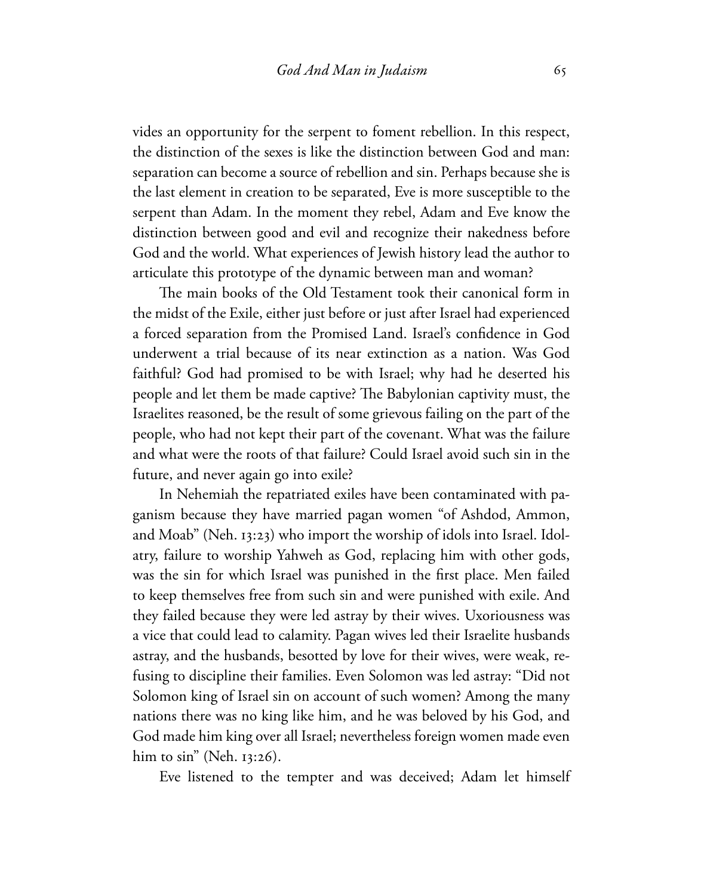vides an opportunity for the serpent to foment rebellion. In this respect, the distinction of the sexes is like the distinction between God and man: separation can become a source of rebellion and sin. Perhaps because she is the last element in creation to be separated, Eve is more susceptible to the serpent than Adam. In the moment they rebel, Adam and Eve know the distinction between good and evil and recognize their nakedness before God and the world. What experiences of Jewish history lead the author to articulate this prototype of the dynamic between man and woman?

The main books of the Old Testament took their canonical form in the midst of the Exile, either just before or just after Israel had experienced a forced separation from the Promised Land. Israel's confidence in God underwent a trial because of its near extinction as a nation. Was God faithful? God had promised to be with Israel; why had he deserted his people and let them be made captive? The Babylonian captivity must, the Israelites reasoned, be the result of some grievous failing on the part of the people, who had not kept their part of the covenant. What was the failure and what were the roots of that failure? Could Israel avoid such sin in the future, and never again go into exile?

In Nehemiah the repatriated exiles have been contaminated with paganism because they have married pagan women "of Ashdod, Ammon, and Moab" (Neh. 13:23) who import the worship of idols into Israel. Idolatry, failure to worship Yahweh as God, replacing him with other gods, was the sin for which Israel was punished in the first place. Men failed to keep themselves free from such sin and were punished with exile. And they failed because they were led astray by their wives. Uxoriousness was a vice that could lead to calamity. Pagan wives led their Israelite husbands astray, and the husbands, besotted by love for their wives, were weak, refusing to discipline their families. Even Solomon was led astray: "Did not Solomon king of Israel sin on account of such women? Among the many nations there was no king like him, and he was beloved by his God, and God made him king over all Israel; nevertheless foreign women made even him to sin" (Neh. 13:26).

Eve listened to the tempter and was deceived; Adam let himself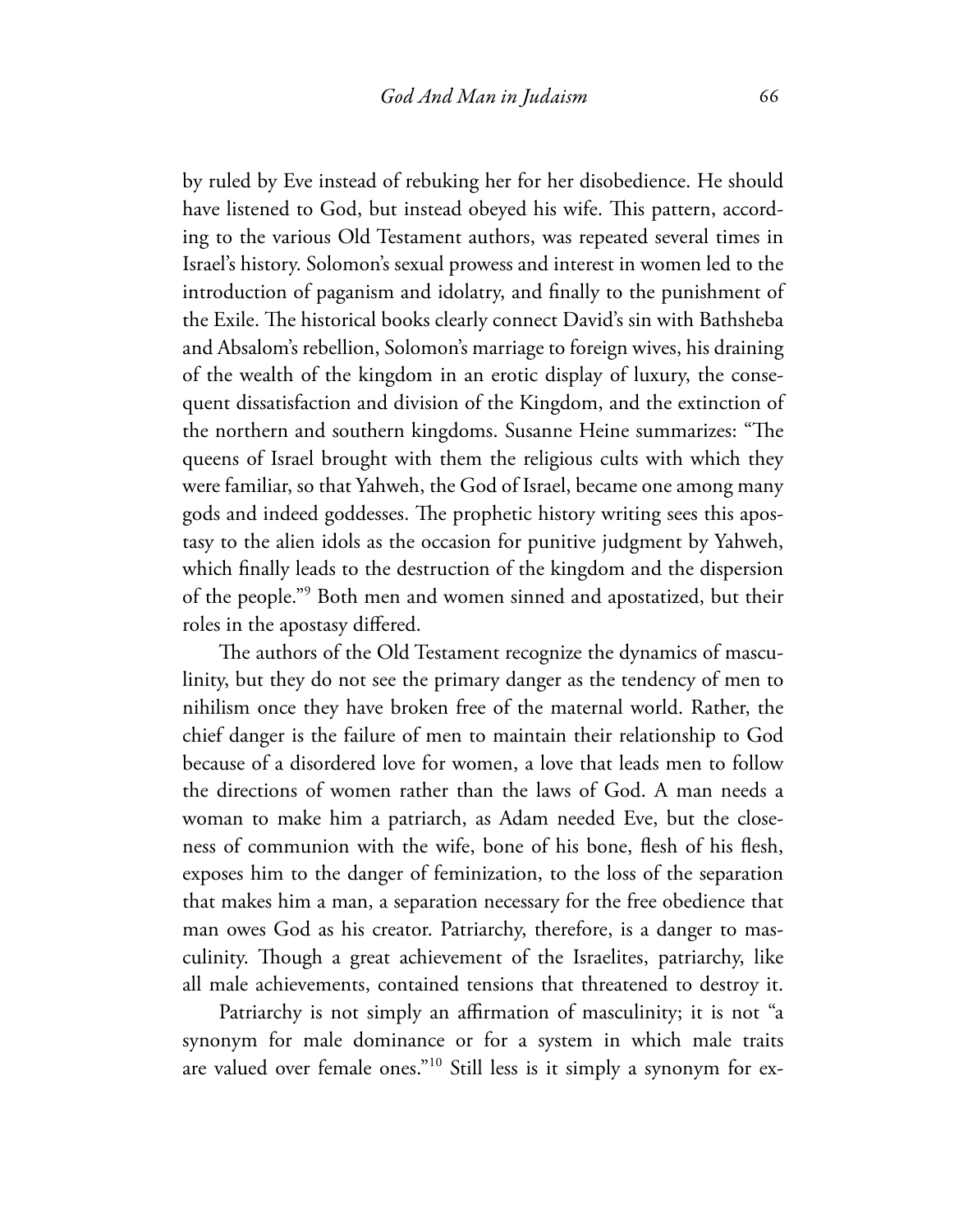by ruled by Eve instead of rebuking her for her disobedience. He should have listened to God, but instead obeyed his wife. This pattern, according to the various Old Testament authors, was repeated several times in Israel's history. Solomon's sexual prowess and interest in women led to the introduction of paganism and idolatry, and finally to the punishment of the Exile. The historical books clearly connect David's sin with Bathsheba and Absalom's rebellion, Solomon's marriage to foreign wives, his draining of the wealth of the kingdom in an erotic display of luxury, the consequent dissatisfaction and division of the Kingdom, and the extinction of the northern and southern kingdoms. Susanne Heine summarizes: "The queens of Israel brought with them the religious cults with which they were familiar, so that Yahweh, the God of Israel, became one among many gods and indeed goddesses. The prophetic history writing sees this apostasy to the alien idols as the occasion for punitive judgment by Yahweh, which finally leads to the destruction of the kingdom and the dispersion of the people."[9] Both men and women sinned and apostatized, but their roles in the apostasy differed.

The authors of the Old Testament recognize the dynamics of masculinity, but they do not see the primary danger as the tendency of men to nihilism once they have broken free of the maternal world. Rather, the chief danger is the failure of men to maintain their relationship to God because of a disordered love for women, a love that leads men to follow the directions of women rather than the laws of God. A man needs a woman to make him a patriarch, as Adam needed Eve, but the closeness of communion with the wife, bone of his bone, flesh of his flesh, exposes him to the danger of feminization, to the loss of the separation that makes him a man, a separation necessary for the free obedience that man owes God as his creator. Patriarchy, therefore, is a danger to masculinity. Though a great achievement of the Israelites, patriarchy, like all male achievements, contained tensions that threatened to destroy it.

Patriarchy is not simply an affirmation of masculinity; it is not "a synonym for male dominance or for a system in which male traits are valued over female ones."[10] Still less is it simply a synonym for ex-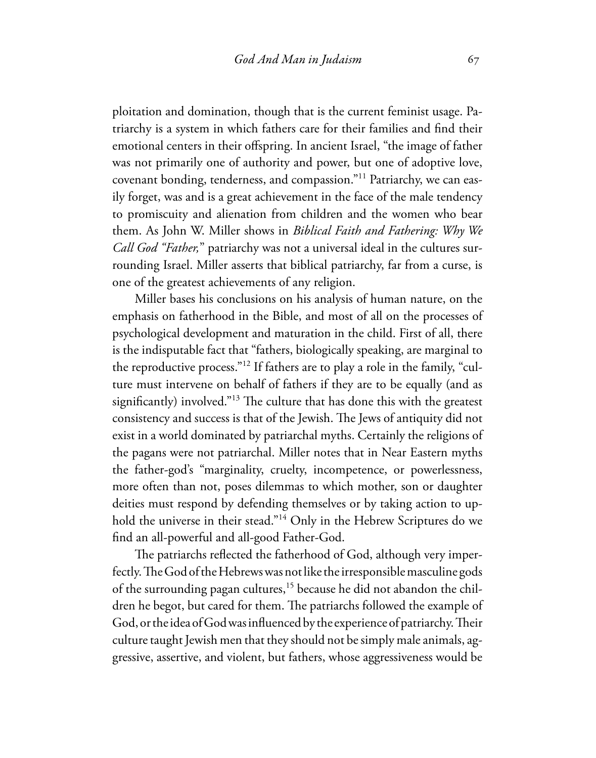ploitation and domination, though that is the current feminist usage. Patriarchy is a system in which fathers care for their families and find their emotional centers in their offspring. In ancient Israel, "the image of father was not primarily one of authority and power, but one of adoptive love, covenant bonding, tenderness, and compassion."[11] Patriarchy, we can easily forget, was and is a great achievement in the face of the male tendency to promiscuity and alienation from children and the women who bear them. As John W. Miller shows in *Biblical Faith and Fathering: Why We Call God "Father,"* patriarchy was not a universal ideal in the cultures surrounding Israel. Miller asserts that biblical patriarchy, far from a curse, is one of the greatest achievements of any religion.

Miller bases his conclusions on his analysis of human nature, on the emphasis on fatherhood in the Bible, and most of all on the processes of psychological development and maturation in the child. First of all, there is the indisputable fact that "fathers, biologically speaking, are marginal to the reproductive process."[12] If fathers are to play a role in the family, "culture must intervene on behalf of fathers if they are to be equally (and as significantly) involved."[13] The culture that has done this with the greatest consistency and success is that of the Jewish. The Jews of antiquity did not exist in a world dominated by patriarchal myths. Certainly the religions of the pagans were not patriarchal. Miller notes that in Near Eastern myths the father-god's "marginality, cruelty, incompetence, or powerlessness, more often than not, poses dilemmas to which mother, son or daughter deities must respond by defending themselves or by taking action to uphold the universe in their stead."[14] Only in the Hebrew Scriptures do we find an all-powerful and all-good Father-God.

The patriarchs reflected the fatherhood of God, although very imperfectly. The God of the Hebrews was not like the irresponsible masculine gods of the surrounding pagan cultures,[15] because he did not abandon the children he begot, but cared for them. The patriarchs followed the example of God, or the idea of God was influenced by the experience of patriarchy. Their culture taught Jewish men that they should not be simply male animals, aggressive, assertive, and violent, but fathers, whose aggressiveness would be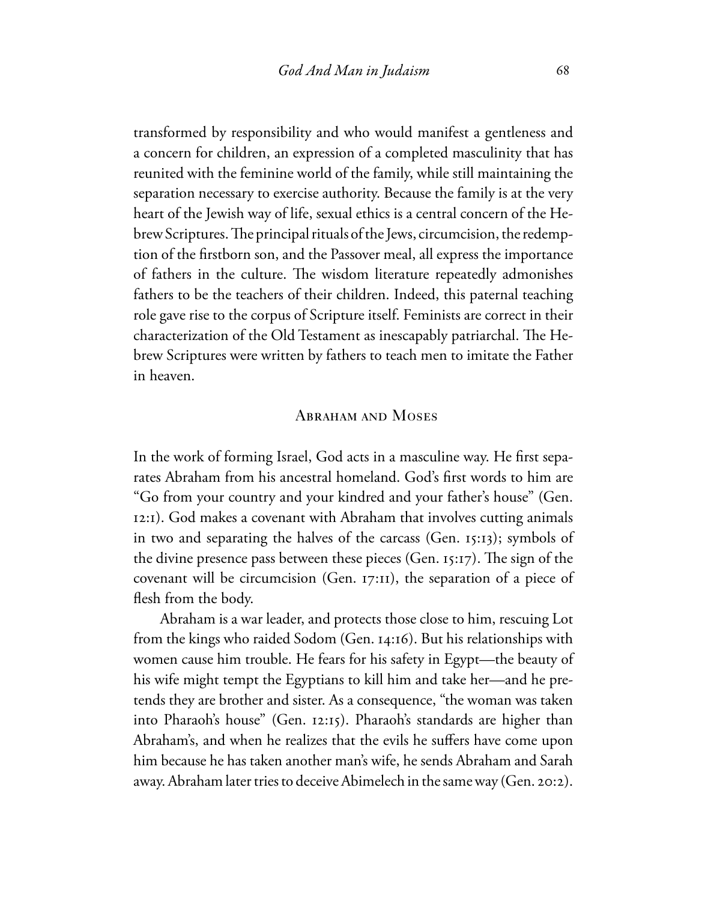transformed by responsibility and who would manifest a gentleness and a concern for children, an expression of a completed masculinity that has reunited with the feminine world of the family, while still maintaining the separation necessary to exercise authority. Because the family is at the very heart of the Jewish way of life, sexual ethics is a central concern of the Hebrew Scriptures. The principal rituals of the Jews, circumcision, the redemption of the firstborn son, and the Passover meal, all express the importance of fathers in the culture. The wisdom literature repeatedly admonishes fathers to be the teachers of their children. Indeed, this paternal teaching role gave rise to the corpus of Scripture itself. Feminists are correct in their characterization of the Old Testament as inescapably patriarchal. The Hebrew Scriptures were written by fathers to teach men to imitate the Father in heaven.

## Abraham and Moses

In the work of forming Israel, God acts in a masculine way. He first separates Abraham from his ancestral homeland. God's first words to him are "Go from your country and your kindred and your father's house" (Gen. 12:1). God makes a covenant with Abraham that involves cutting animals in two and separating the halves of the carcass (Gen. 15:13); symbols of the divine presence pass between these pieces (Gen. 15:17). The sign of the covenant will be circumcision (Gen. 17:11), the separation of a piece of flesh from the body.

Abraham is a war leader, and protects those close to him, rescuing Lot from the kings who raided Sodom (Gen. 14:16). But his relationships with women cause him trouble. He fears for his safety in Egypt—the beauty of his wife might tempt the Egyptians to kill him and take her—and he pretends they are brother and sister. As a consequence, "the woman was taken into Pharaoh's house" (Gen. 12:15). Pharaoh's standards are higher than Abraham's, and when he realizes that the evils he suffers have come upon him because he has taken another man's wife, he sends Abraham and Sarah away. Abraham later tries to deceive Abimelech in the same way (Gen. 20:2).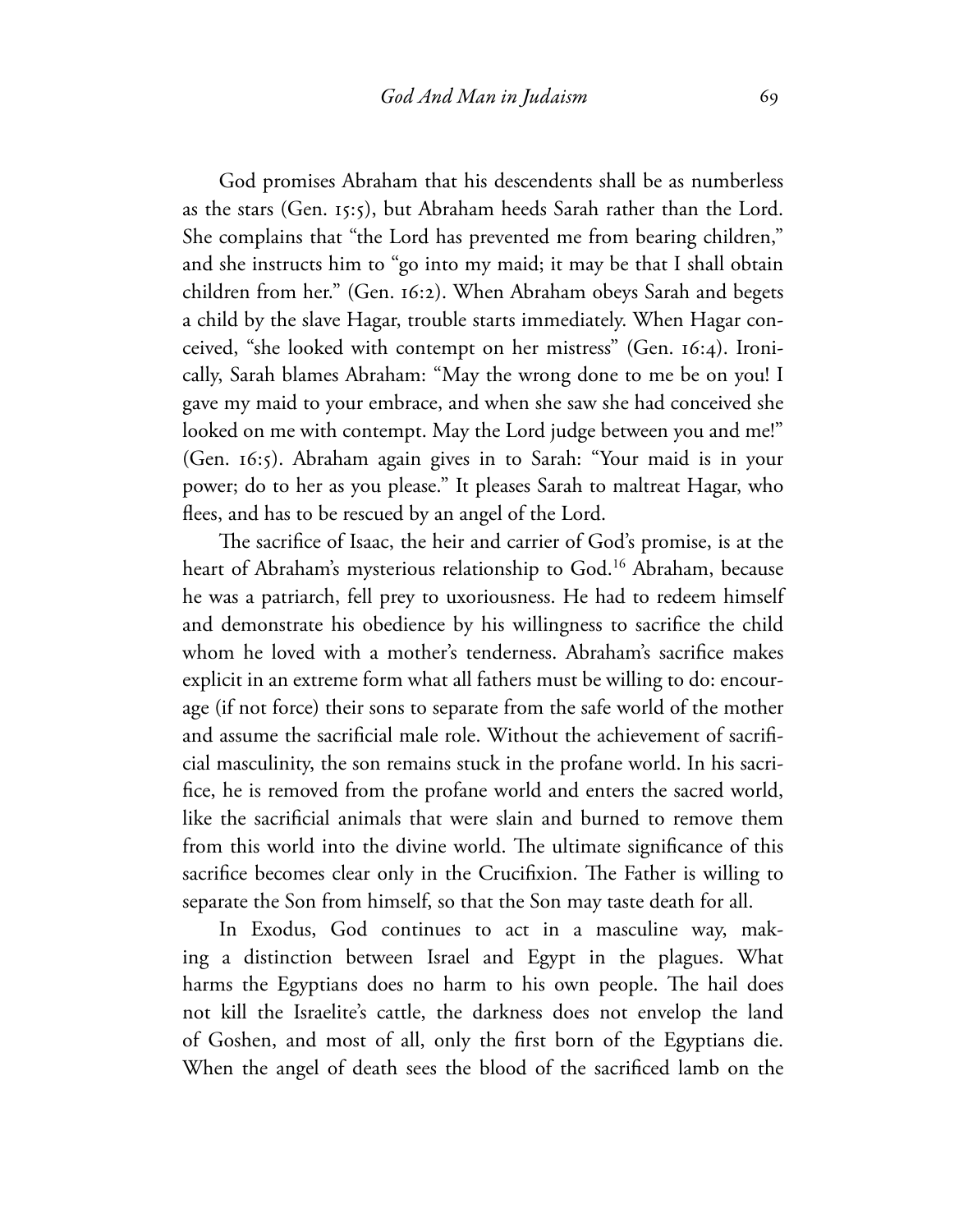God promises Abraham that his descendents shall be as numberless as the stars (Gen. 15:5), but Abraham heeds Sarah rather than the Lord. She complains that "the Lord has prevented me from bearing children," and she instructs him to "go into my maid; it may be that I shall obtain children from her." (Gen. 16:2). When Abraham obeys Sarah and begets a child by the slave Hagar, trouble starts immediately. When Hagar conceived, "she looked with contempt on her mistress" (Gen. 16:4). Ironically, Sarah blames Abraham: "May the wrong done to me be on you! I gave my maid to your embrace, and when she saw she had conceived she looked on me with contempt. May the Lord judge between you and me!" (Gen. 16:5). Abraham again gives in to Sarah: "Your maid is in your power; do to her as you please." It pleases Sarah to maltreat Hagar, who flees, and has to be rescued by an angel of the Lord.

The sacrifice of Isaac, the heir and carrier of God's promise, is at the heart of Abraham's mysterious relationship to God.[16] Abraham, because he was a patriarch, fell prey to uxoriousness. He had to redeem himself and demonstrate his obedience by his willingness to sacrifice the child whom he loved with a mother's tenderness. Abraham's sacrifice makes explicit in an extreme form what all fathers must be willing to do: encourage (if not force) their sons to separate from the safe world of the mother and assume the sacrificial male role. Without the achievement of sacrificial masculinity, the son remains stuck in the profane world. In his sacrifice, he is removed from the profane world and enters the sacred world, like the sacrificial animals that were slain and burned to remove them from this world into the divine world. The ultimate significance of this sacrifice becomes clear only in the Crucifixion. The Father is willing to separate the Son from himself, so that the Son may taste death for all.

In Exodus, God continues to act in a masculine way, making a distinction between Israel and Egypt in the plagues. What harms the Egyptians does no harm to his own people. The hail does not kill the Israelite's cattle, the darkness does not envelop the land of Goshen, and most of all, only the first born of the Egyptians die. When the angel of death sees the blood of the sacrificed lamb on the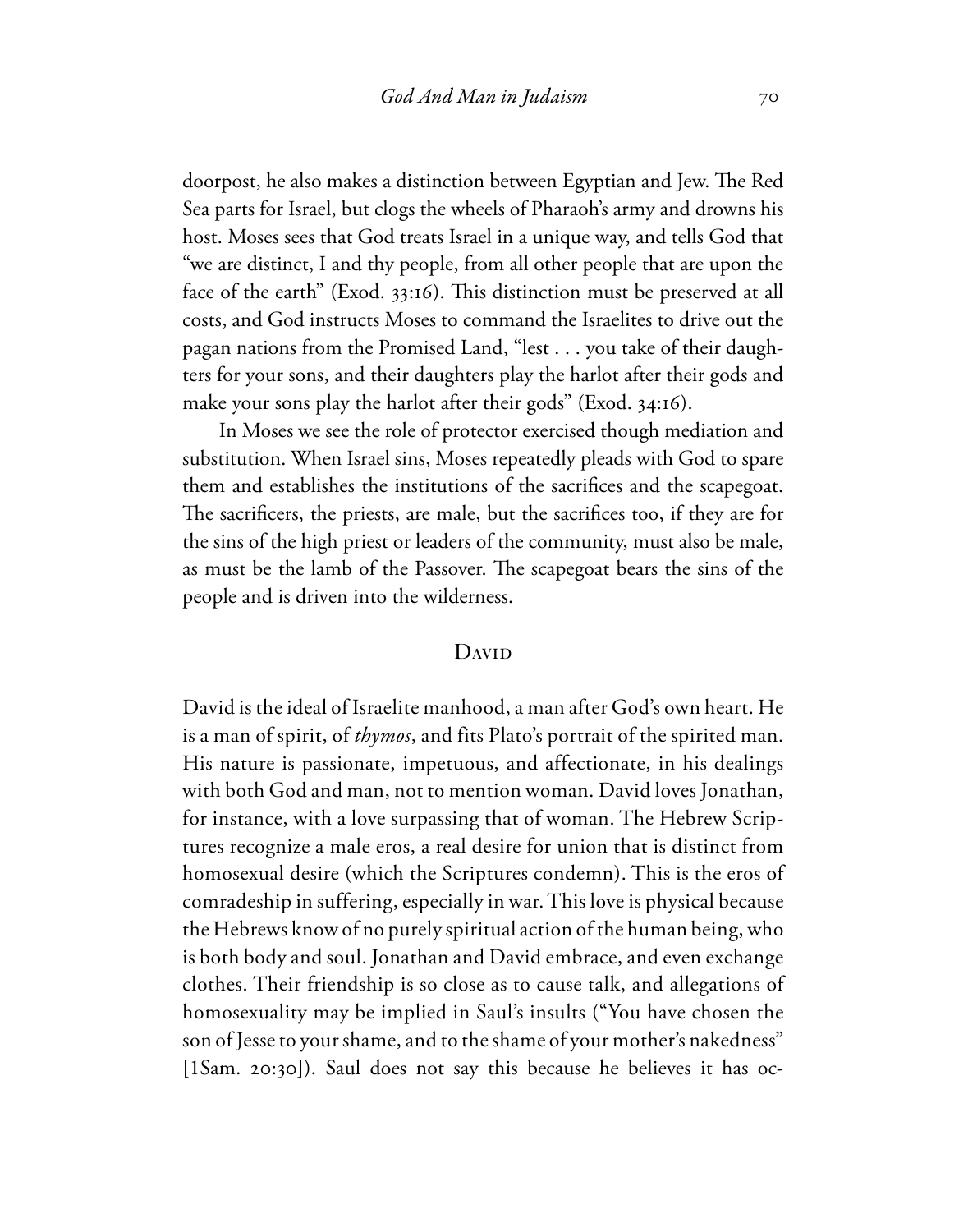doorpost, he also makes a distinction between Egyptian and Jew. The Red Sea parts for Israel, but clogs the wheels of Pharaoh's army and drowns his host. Moses sees that God treats Israel in a unique way, and tells God that "we are distinct, I and thy people, from all other people that are upon the face of the earth" (Exod. 33:16). This distinction must be preserved at all costs, and God instructs Moses to command the Israelites to drive out the pagan nations from the Promised Land, "lest . . . you take of their daughters for your sons, and their daughters play the harlot after their gods and make your sons play the harlot after their gods" (Exod. 34:16).

In Moses we see the role of protector exercised though mediation and substitution. When Israel sins, Moses repeatedly pleads with God to spare them and establishes the institutions of the sacrifices and the scapegoat. The sacrificers, the priests, are male, but the sacrifices too, if they are for the sins of the high priest or leaders of the community, must also be male, as must be the lamb of the Passover. The scapegoat bears the sins of the people and is driven into the wilderness.

## David

David is the ideal of Israelite manhood, a man after God's own heart. He is a man of spirit, of *thymos*, and fits Plato's portrait of the spirited man. His nature is passionate, impetuous, and affectionate, in his dealings with both God and man, not to mention woman. David loves Jonathan, for instance, with a love surpassing that of woman. The Hebrew Scriptures recognize a male eros, a real desire for union that is distinct from homosexual desire (which the Scriptures condemn). This is the eros of comradeship in suffering, especially in war. This love is physical because the Hebrews know of no purely spiritual action of the human being, who is both body and soul. Jonathan and David embrace, and even exchange clothes. Their friendship is so close as to cause talk, and allegations of homosexuality may be implied in Saul's insults ("You have chosen the son of Jesse to your shame, and to the shame of your mother's nakedness" [1Sam. 20:30]). Saul does not say this because he believes it has oc-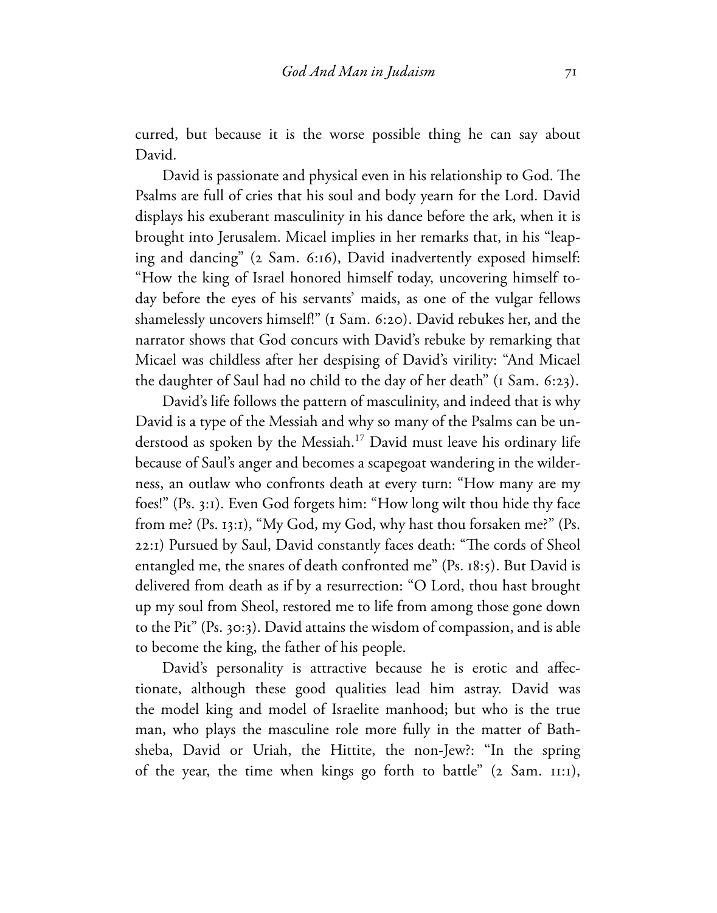curred, but because it is the worse possible thing he can say about David.

David is passionate and physical even in his relationship to God. The Psalms are full of cries that his soul and body yearn for the Lord. David displays his exuberant masculinity in his dance before the ark, when it is brought into Jerusalem. Micael implies in her remarks that, in his "leaping and dancing" (2 Sam. 6:16), David inadvertently exposed himself: "How the king of Israel honored himself today, uncovering himself today before the eyes of his servants' maids, as one of the vulgar fellows shamelessly uncovers himself!" (1 Sam. 6:20). David rebukes her, and the narrator shows that God concurs with David's rebuke by remarking that Micael was childless after her despising of David's virility: "And Micael the daughter of Saul had no child to the day of her death" (1 Sam. 6:23).

David's life follows the pattern of masculinity, and indeed that is why David is a type of the Messiah and why so many of the Psalms can be understood as spoken by the Messiah.[17] David must leave his ordinary life because of Saul's anger and becomes a scapegoat wandering in the wilderness, an outlaw who confronts death at every turn: "How many are my foes!" (Ps. 3:1). Even God forgets him: "How long wilt thou hide thy face from me? (Ps. 13:1), "My God, my God, why hast thou forsaken me?" (Ps. 22:1) Pursued by Saul, David constantly faces death: "The cords of Sheol entangled me, the snares of death confronted me" (Ps. 18:5). But David is delivered from death as if by a resurrection: "O Lord, thou hast brought up my soul from Sheol, restored me to life from among those gone down to the Pit" (Ps. 30:3). David attains the wisdom of compassion, and is able to become the king, the father of his people.

David's personality is attractive because he is erotic and affectionate, although these good qualities lead him astray. David was the model king and model of Israelite manhood; but who is the true man, who plays the masculine role more fully in the matter of Bathsheba, David or Uriah, the Hittite, the non-Jew?: "In the spring of the year, the time when kings go forth to battle" (2 Sam. 11:1),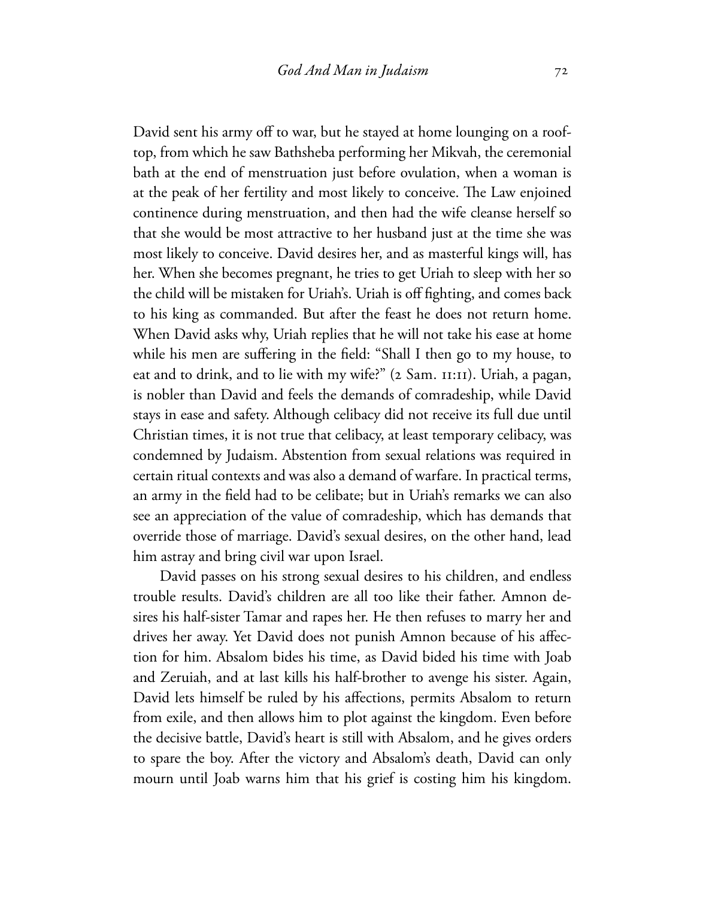David sent his army off to war, but he stayed at home lounging on a rooftop, from which he saw Bathsheba performing her Mikvah, the ceremonial bath at the end of menstruation just before ovulation, when a woman is at the peak of her fertility and most likely to conceive. The Law enjoined continence during menstruation, and then had the wife cleanse herself so that she would be most attractive to her husband just at the time she was most likely to conceive. David desires her, and as masterful kings will, has her. When she becomes pregnant, he tries to get Uriah to sleep with her so the child will be mistaken for Uriah's. Uriah is off fighting, and comes back to his king as commanded. But after the feast he does not return home. When David asks why, Uriah replies that he will not take his ease at home while his men are suffering in the field: "Shall I then go to my house, to eat and to drink, and to lie with my wife?" (2 Sam. 11:11). Uriah, a pagan, is nobler than David and feels the demands of comradeship, while David stays in ease and safety. Although celibacy did not receive its full due until Christian times, it is not true that celibacy, at least temporary celibacy, was condemned by Judaism. Abstention from sexual relations was required in certain ritual contexts and was also a demand of warfare. In practical terms, an army in the field had to be celibate; but in Uriah's remarks we can also see an appreciation of the value of comradeship, which has demands that override those of marriage. David's sexual desires, on the other hand, lead him astray and bring civil war upon Israel.

David passes on his strong sexual desires to his children, and endless trouble results. David's children are all too like their father. Amnon desires his half-sister Tamar and rapes her. He then refuses to marry her and drives her away. Yet David does not punish Amnon because of his affection for him. Absalom bides his time, as David bided his time with Joab and Zeruiah, and at last kills his half-brother to avenge his sister. Again, David lets himself be ruled by his affections, permits Absalom to return from exile, and then allows him to plot against the kingdom. Even before the decisive battle, David's heart is still with Absalom, and he gives orders to spare the boy. After the victory and Absalom's death, David can only mourn until Joab warns him that his grief is costing him his kingdom.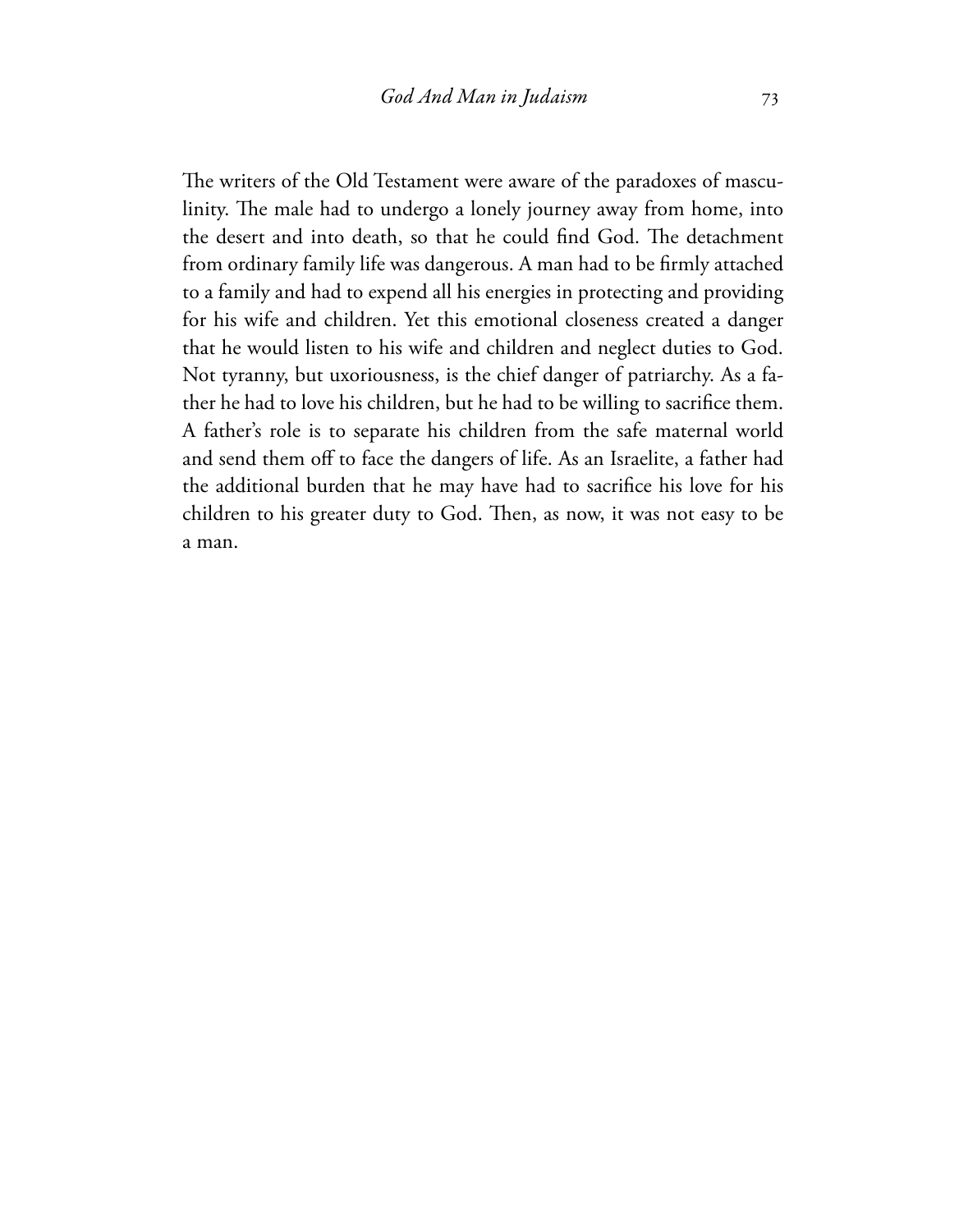The writers of the Old Testament were aware of the paradoxes of masculinity. The male had to undergo a lonely journey away from home, into the desert and into death, so that he could find God. The detachment from ordinary family life was dangerous. A man had to be firmly attached to a family and had to expend all his energies in protecting and providing for his wife and children. Yet this emotional closeness created a danger that he would listen to his wife and children and neglect duties to God. Not tyranny, but uxoriousness, is the chief danger of patriarchy. As a father he had to love his children, but he had to be willing to sacrifice them. A father's role is to separate his children from the safe maternal world and send them off to face the dangers of life. As an Israelite, a father had the additional burden that he may have had to sacrifice his love for his children to his greater duty to God. Then, as now, it was not easy to be a man.